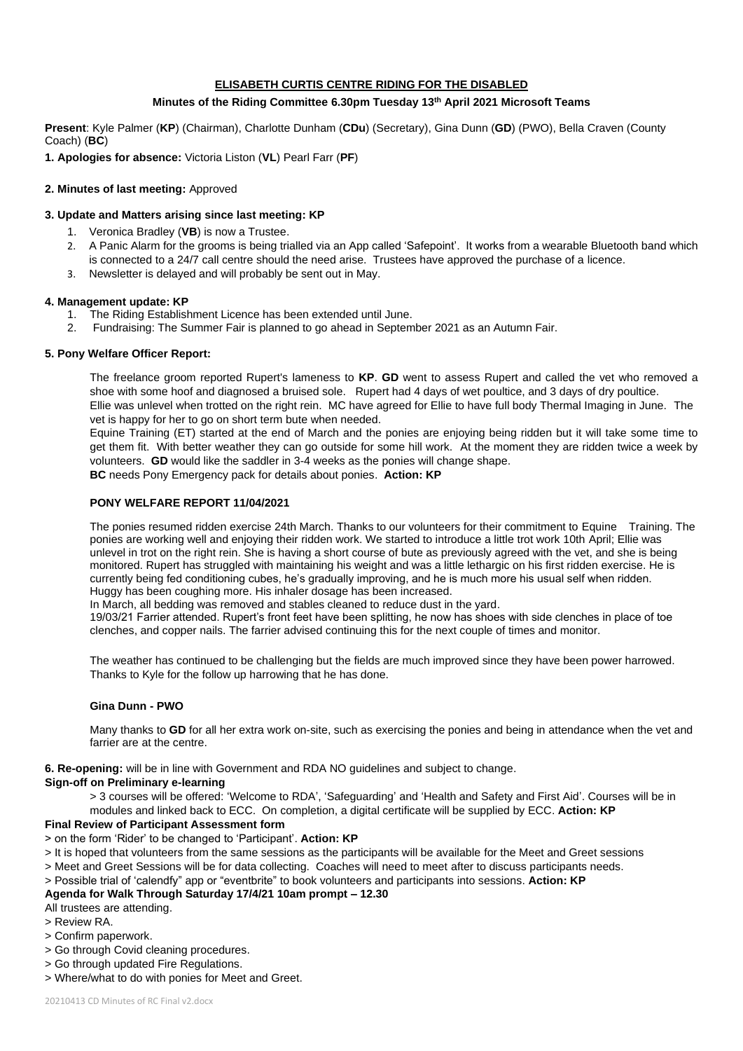# ELISABETH CURTIS CENTRE RIDING FOR THE DISABLED

## Minutes of the Riding Committee 6.30pm Tuesday 13th April 2021 Microsoft Teams

**Present**: Kyle Palmer (**KP**) (Chairman), Charlotte Dunham (**CDu**) (Secretary), Gina Dunn (**GD**) (PWO), Bella Craven (County Coach) (**BC**)

**1. Apologies for absence:** Victoria Liston (**VL**) Pearl Farr (**PF**)

**2. Minutes of last meeting:** Approved

**3. Update and Matters arising since last meeting: KP**

1. Veronica Bradley (**VB**) is now a Trustee.
2. A Panic Alarm for the grooms is being trialled via an App called 'Safepoint'. It works from a wearable Bluetooth band which is connected to a 24/7 call centre should the need arise. Trustees have approved the purchase of a licence.
3. Newsletter is delayed and will probably be sent out in May.

**4. Management update: KP**

1. The Riding Establishment Licence has been extended until June.
2. Fundraising: The Summer Fair is planned to go ahead in September 2021 as an Autumn Fair.

**5. Pony Welfare Officer Report:**

The freelance groom reported Rupert's lameness to **KP**. **GD** went to assess Rupert and called the vet who removed a shoe with some hoof and diagnosed a bruised sole. Rupert had 4 days of wet poultice, and 3 days of dry poultice.
Ellie was unlevel when trotted on the right rein. MC have agreed for Ellie to have full body Thermal Imaging in June. The vet is happy for her to go on short term bute when needed.
Equine Training (ET) started at the end of March and the ponies are enjoying being ridden but it will take some time to get them fit. With better weather they can go outside for some hill work. At the moment they are ridden twice a week by volunteers. **GD** would like the saddler in 3-4 weeks as the ponies will change shape.
**BC** needs Pony Emergency pack for details about ponies. **Action: KP**

**PONY WELFARE REPORT 11/04/2021**

The ponies resumed ridden exercise 24th March. Thanks to our volunteers for their commitment to Equine Training. The ponies are working well and enjoying their ridden work. We started to introduce a little trot work 10th April; Ellie was unlevel in trot on the right rein. She is having a short course of bute as previously agreed with the vet, and she is being monitored. Rupert has struggled with maintaining his weight and was a little lethargic on his first ridden exercise. He is currently being fed conditioning cubes, he's gradually improving, and he is much more his usual self when ridden.
Huggy has been coughing more. His inhaler dosage has been increased.
In March, all bedding was removed and stables cleaned to reduce dust in the yard.
19/03/21 Farrier attended. Rupert's front feet have been splitting, he now has shoes with side clenches in place of toe clenches, and copper nails. The farrier advised continuing this for the next couple of times and monitor.

The weather has continued to be challenging but the fields are much improved since they have been power harrowed. Thanks to Kyle for the follow up harrowing that he has done.

**Gina Dunn - PWO**

Many thanks to **GD** for all her extra work on-site, such as exercising the ponies and being in attendance when the vet and farrier are at the centre.

**6. Re-opening:** will be in line with Government and RDA NO guidelines and subject to change.

**Sign-off on Preliminary e-learning**

> 3 courses will be offered: 'Welcome to RDA', 'Safeguarding' and 'Health and Safety and First Aid'. Courses will be in modules and linked back to ECC. On completion, a digital certificate will be supplied by ECC. **Action: KP**

**Final Review of Participant Assessment form**

> on the form 'Rider' to be changed to 'Participant'. **Action: KP**
> It is hoped that volunteers from the same sessions as the participants will be available for the Meet and Greet sessions
> Meet and Greet Sessions will be for data collecting. Coaches will need to meet after to discuss participants needs.
> Possible trial of 'calendfy" app or "eventbrite" to book volunteers and participants into sessions. **Action: KP**

**Agenda for Walk Through Saturday 17/4/21 10am prompt – 12.30**

All trustees are attending.
> Review RA.
> Confirm paperwork.
> Go through Covid cleaning procedures.
> Go through updated Fire Regulations.
> Where/what to do with ponies for Meet and Greet.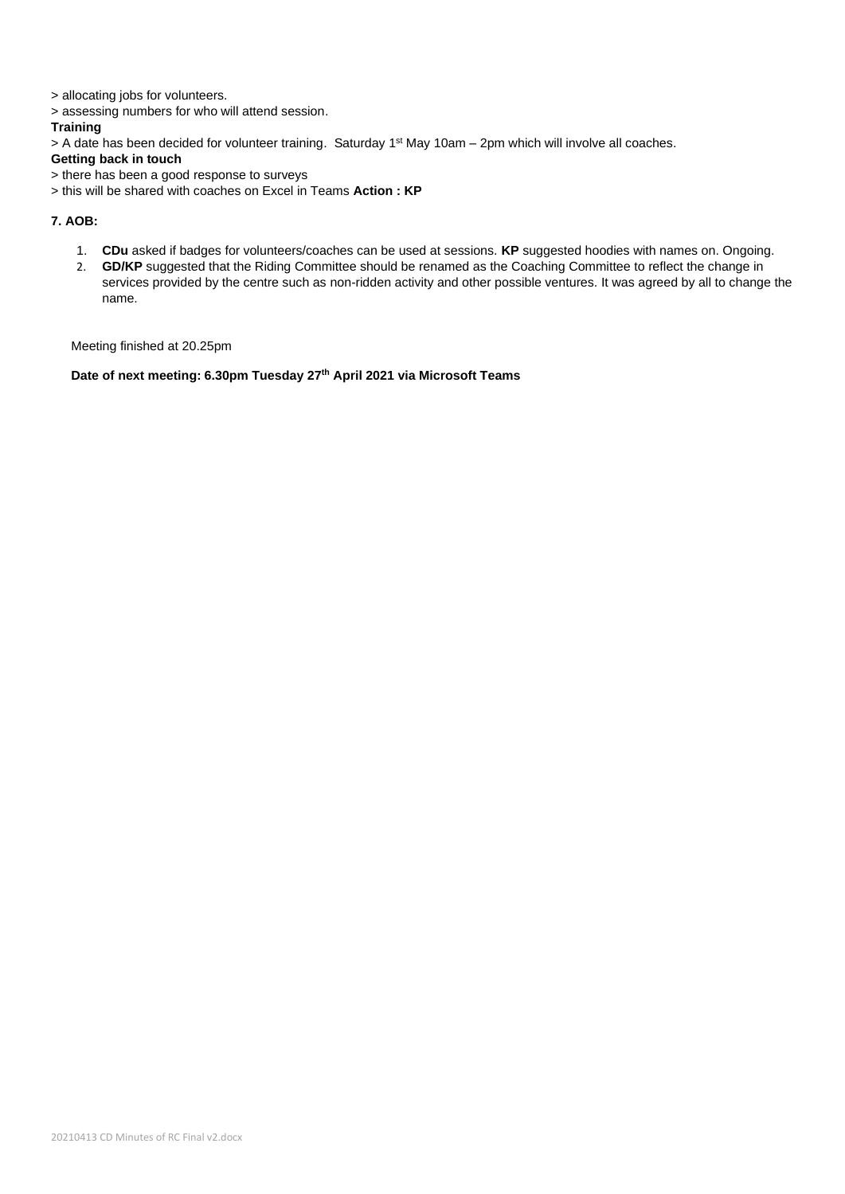> allocating jobs for volunteers.
> assessing numbers for who will attend session.

**Training**

> A date has been decided for volunteer training. Saturday 1st May 10am – 2pm which will involve all coaches.

**Getting back in touch**

> there has been a good response to surveys
> this will be shared with coaches on Excel in Teams **Action : KP**

**7. AOB:**

1. **CDu** asked if badges for volunteers/coaches can be used at sessions. **KP** suggested hoodies with names on. Ongoing.
2. **GD/KP** suggested that the Riding Committee should be renamed as the Coaching Committee to reflect the change in services provided by the centre such as non-ridden activity and other possible ventures. It was agreed by all to change the name.

Meeting finished at 20.25pm

**Date of next meeting: 6.30pm Tuesday 27th April 2021 via Microsoft Teams**